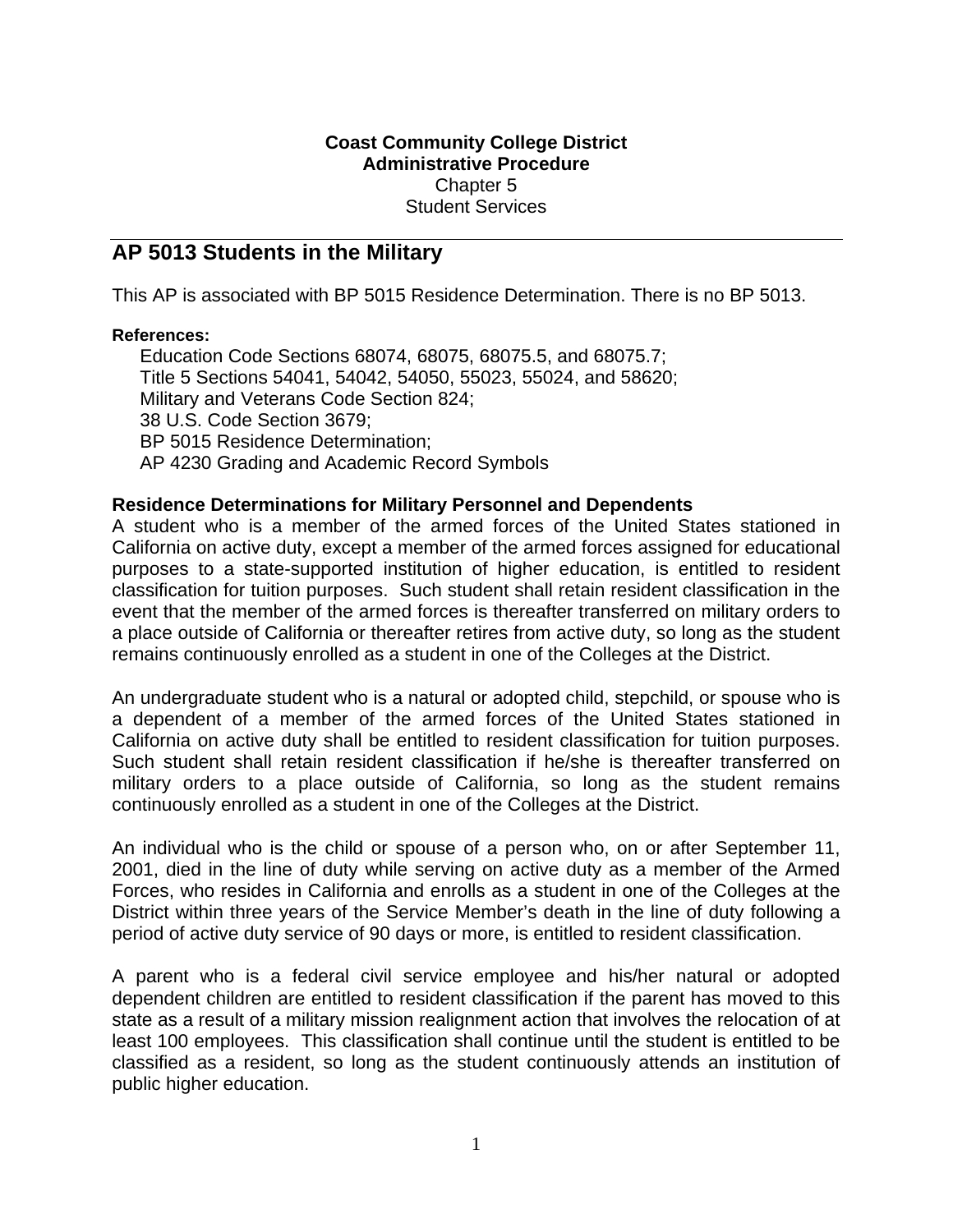**Coast Community College District**
**Administrative Procedure**
Chapter 5
Student Services

## AP 5013 Students in the Military

This AP is associated with BP 5015 Residence Determination. There is no BP 5013.

**References:**

Education Code Sections 68074, 68075, 68075.5, and 68075.7;
Title 5 Sections 54041, 54042, 54050, 55023, 55024, and 58620;
Military and Veterans Code Section 824;
38 U.S. Code Section 3679;
BP 5015 Residence Determination;
AP 4230 Grading and Academic Record Symbols

**Residence Determinations for Military Personnel and Dependents**

A student who is a member of the armed forces of the United States stationed in California on active duty, except a member of the armed forces assigned for educational purposes to a state-supported institution of higher education, is entitled to resident classification for tuition purposes. Such student shall retain resident classification in the event that the member of the armed forces is thereafter transferred on military orders to a place outside of California or thereafter retires from active duty, so long as the student remains continuously enrolled as a student in one of the Colleges at the District.

An undergraduate student who is a natural or adopted child, stepchild, or spouse who is a dependent of a member of the armed forces of the United States stationed in California on active duty shall be entitled to resident classification for tuition purposes. Such student shall retain resident classification if he/she is thereafter transferred on military orders to a place outside of California, so long as the student remains continuously enrolled as a student in one of the Colleges at the District.

An individual who is the child or spouse of a person who, on or after September 11, 2001, died in the line of duty while serving on active duty as a member of the Armed Forces, who resides in California and enrolls as a student in one of the Colleges at the District within three years of the Service Member's death in the line of duty following a period of active duty service of 90 days or more, is entitled to resident classification.

A parent who is a federal civil service employee and his/her natural or adopted dependent children are entitled to resident classification if the parent has moved to this state as a result of a military mission realignment action that involves the relocation of at least 100 employees. This classification shall continue until the student is entitled to be classified as a resident, so long as the student continuously attends an institution of public higher education.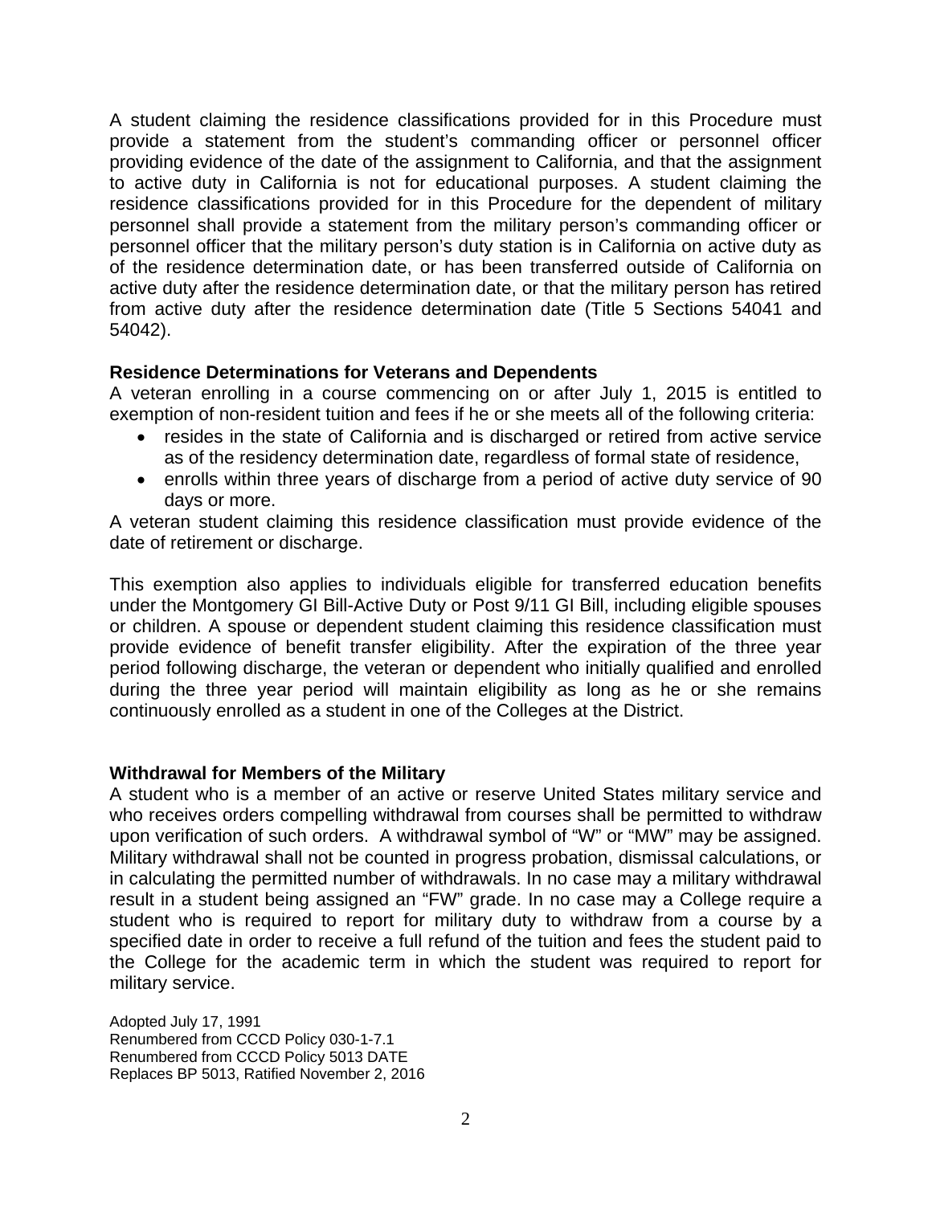A student claiming the residence classifications provided for in this Procedure must provide a statement from the student's commanding officer or personnel officer providing evidence of the date of the assignment to California, and that the assignment to active duty in California is not for educational purposes. A student claiming the residence classifications provided for in this Procedure for the dependent of military personnel shall provide a statement from the military person's commanding officer or personnel officer that the military person's duty station is in California on active duty as of the residence determination date, or has been transferred outside of California on active duty after the residence determination date, or that the military person has retired from active duty after the residence determination date (Title 5 Sections 54041 and 54042).

**Residence Determinations for Veterans and Dependents**

A veteran enrolling in a course commencing on or after July 1, 2015 is entitled to exemption of non-resident tuition and fees if he or she meets all of the following criteria:

- resides in the state of California and is discharged or retired from active service as of the residency determination date, regardless of formal state of residence,
- enrolls within three years of discharge from a period of active duty service of 90 days or more.

A veteran student claiming this residence classification must provide evidence of the date of retirement or discharge.

This exemption also applies to individuals eligible for transferred education benefits under the Montgomery GI Bill-Active Duty or Post 9/11 GI Bill, including eligible spouses or children. A spouse or dependent student claiming this residence classification must provide evidence of benefit transfer eligibility. After the expiration of the three year period following discharge, the veteran or dependent who initially qualified and enrolled during the three year period will maintain eligibility as long as he or she remains continuously enrolled as a student in one of the Colleges at the District.

**Withdrawal for Members of the Military**

A student who is a member of an active or reserve United States military service and who receives orders compelling withdrawal from courses shall be permitted to withdraw upon verification of such orders. A withdrawal symbol of "W" or "MW" may be assigned. Military withdrawal shall not be counted in progress probation, dismissal calculations, or in calculating the permitted number of withdrawals. In no case may a military withdrawal result in a student being assigned an "FW" grade. In no case may a College require a student who is required to report for military duty to withdraw from a course by a specified date in order to receive a full refund of the tuition and fees the student paid to the College for the academic term in which the student was required to report for military service.

Adopted July 17, 1991
Renumbered from CCCD Policy 030-1-7.1
Renumbered from CCCD Policy 5013 DATE
Replaces BP 5013, Ratified November 2, 2016